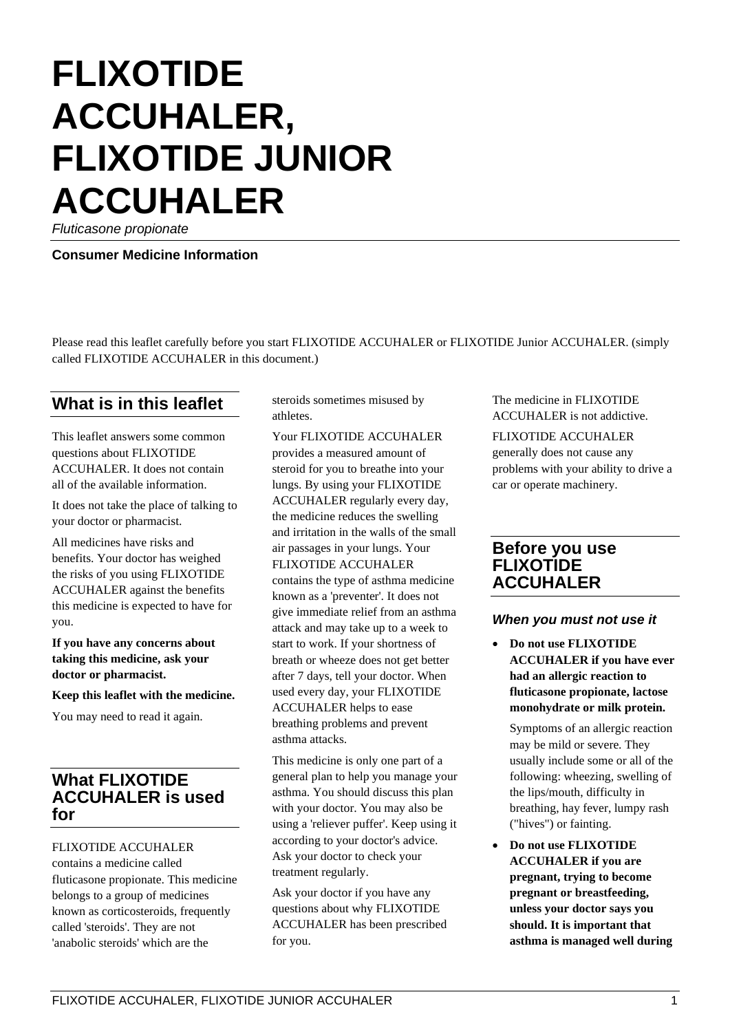# FLIXOTIDE ACCUHALER, FLIXOTIDE JUNIOR ACCUHALER

*Fluticasone propionate*

**Consumer Medicine Information**

Please read this leaflet carefully before you start FLIXOTIDE ACCUHALER or FLIXOTIDE Junior ACCUHALER. (simply called FLIXOTIDE ACCUHALER in this document.)

## What is in this leaflet

This leaflet answers some common questions about FLIXOTIDE ACCUHALER. It does not contain all of the available information.

It does not take the place of talking to your doctor or pharmacist.

All medicines have risks and benefits. Your doctor has weighed the risks of you using FLIXOTIDE ACCUHALER against the benefits this medicine is expected to have for you.

**If you have any concerns about taking this medicine, ask your doctor or pharmacist.**

**Keep this leaflet with the medicine.**

You may need to read it again.

## What FLIXOTIDE ACCUHALER is used for

FLIXOTIDE ACCUHALER contains a medicine called fluticasone propionate. This medicine belongs to a group of medicines known as corticosteroids, frequently called 'steroids'. They are not 'anabolic steroids' which are the steroids sometimes misused by athletes.

Your FLIXOTIDE ACCUHALER provides a measured amount of steroid for you to breathe into your lungs. By using your FLIXOTIDE ACCUHALER regularly every day, the medicine reduces the swelling and irritation in the walls of the small air passages in your lungs. Your FLIXOTIDE ACCUHALER contains the type of asthma medicine known as a 'preventer'. It does not give immediate relief from an asthma attack and may take up to a week to start to work. If your shortness of breath or wheeze does not get better after 7 days, tell your doctor. When used every day, your FLIXOTIDE ACCUHALER helps to ease breathing problems and prevent asthma attacks.

This medicine is only one part of a general plan to help you manage your asthma. You should discuss this plan with your doctor. You may also be using a 'reliever puffer'. Keep using it according to your doctor's advice. Ask your doctor to check your treatment regularly.

Ask your doctor if you have any questions about why FLIXOTIDE ACCUHALER has been prescribed for you.

The medicine in FLIXOTIDE ACCUHALER is not addictive.

FLIXOTIDE ACCUHALER generally does not cause any problems with your ability to drive a car or operate machinery.

## Before you use FLIXOTIDE ACCUHALER

### *When you must not use it*

- **Do not use FLIXOTIDE ACCUHALER if you have ever had an allergic reaction to fluticasone propionate, lactose monohydrate or milk protein.**

  Symptoms of an allergic reaction may be mild or severe. They usually include some or all of the following: wheezing, swelling of the lips/mouth, difficulty in breathing, hay fever, lumpy rash ("hives") or fainting.

- **Do not use FLIXOTIDE ACCUHALER if you are pregnant, trying to become pregnant or breastfeeding, unless your doctor says you should. It is important that asthma is managed well during**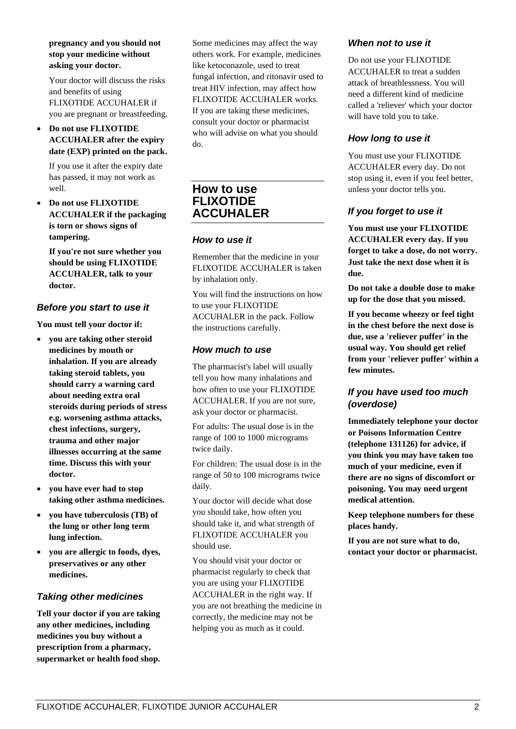**pregnancy and you should not stop your medicine without asking your doctor.**

Your doctor will discuss the risks and benefits of using FLIXOTIDE ACCUHALER if you are pregnant or breastfeeding.

- **Do not use FLIXOTIDE ACCUHALER after the expiry date (EXP) printed on the pack.**

  If you use it after the expiry date has passed, it may not work as well.

- **Do not use FLIXOTIDE ACCUHALER if the packaging is torn or shows signs of tampering.**

  **If you're not sure whether you should be using FLIXOTIDE ACCUHALER, talk to your doctor.**

### *Before you start to use it*

**You must tell your doctor if:**

- **you are taking other steroid medicines by mouth or inhalation. If you are already taking steroid tablets, you should carry a warning card about needing extra oral steroids during periods of stress e.g. worsening asthma attacks, chest infections, surgery, trauma and other major illnesses occurring at the same time. Discuss this with your doctor.**
- **you have ever had to stop taking other asthma medicines.**
- **you have tuberculosis (TB) of the lung or other long term lung infection.**
- **you are allergic to foods, dyes, preservatives or any other medicines.**

### *Taking other medicines*

**Tell your doctor if you are taking any other medicines, including medicines you buy without a prescription from a pharmacy, supermarket or health food shop.**

Some medicines may affect the way others work. For example, medicines like ketoconazole, used to treat fungal infection, and ritonavir used to treat HIV infection, may affect how FLIXOTIDE ACCUHALER works. If you are taking these medicines, consult your doctor or pharmacist who will advise on what you should do.

## How to use FLIXOTIDE ACCUHALER

### *How to use it*

Remember that the medicine in your FLIXOTIDE ACCUHALER is taken by inhalation only.

You will find the instructions on how to use your FLIXOTIDE ACCUHALER in the pack. Follow the instructions carefully.

### *How much to use*

The pharmacist's label will usually tell you how many inhalations and how often to use your FLIXOTIDE ACCUHALER. If you are not sure, ask your doctor or pharmacist.

For adults: The usual dose is in the range of 100 to 1000 micrograms twice daily.

For children: The usual dose is in the range of 50 to 100 micrograms twice daily.

Your doctor will decide what dose you should take, how often you should take it, and what strength of FLIXOTIDE ACCUHALER you should use.

You should visit your doctor or pharmacist regularly to check that you are using your FLIXOTIDE ACCUHALER in the right way. If you are not breathing the medicine in correctly, the medicine may not be helping you as much as it could.

### *When not to use it*

Do not use your FLIXOTIDE ACCUHALER to treat a sudden attack of breathlessness. You will need a different kind of medicine called a 'reliever' which your doctor will have told you to take.

### *How long to use it*

You must use your FLIXOTIDE ACCUHALER every day. Do not stop using it, even if you feel better, unless your doctor tells you.

### *If you forget to use it*

**You must use your FLIXOTIDE ACCUHALER every day. If you forget to take a dose, do not worry. Just take the next dose when it is due.**

**Do not take a double dose to make up for the dose that you missed.**

**If you become wheezy or feel tight in the chest before the next dose is due, use a 'reliever puffer' in the usual way. You should get relief from your 'reliever puffer' within a few minutes.**

### *If you have used too much (overdose)*

**Immediately telephone your doctor or Poisons Information Centre (telephone 131126) for advice, if you think you may have taken too much of your medicine, even if there are no signs of discomfort or poisoning. You may need urgent medical attention.**

**Keep telephone numbers for these places handy.**

**If you are not sure what to do, contact your doctor or pharmacist.**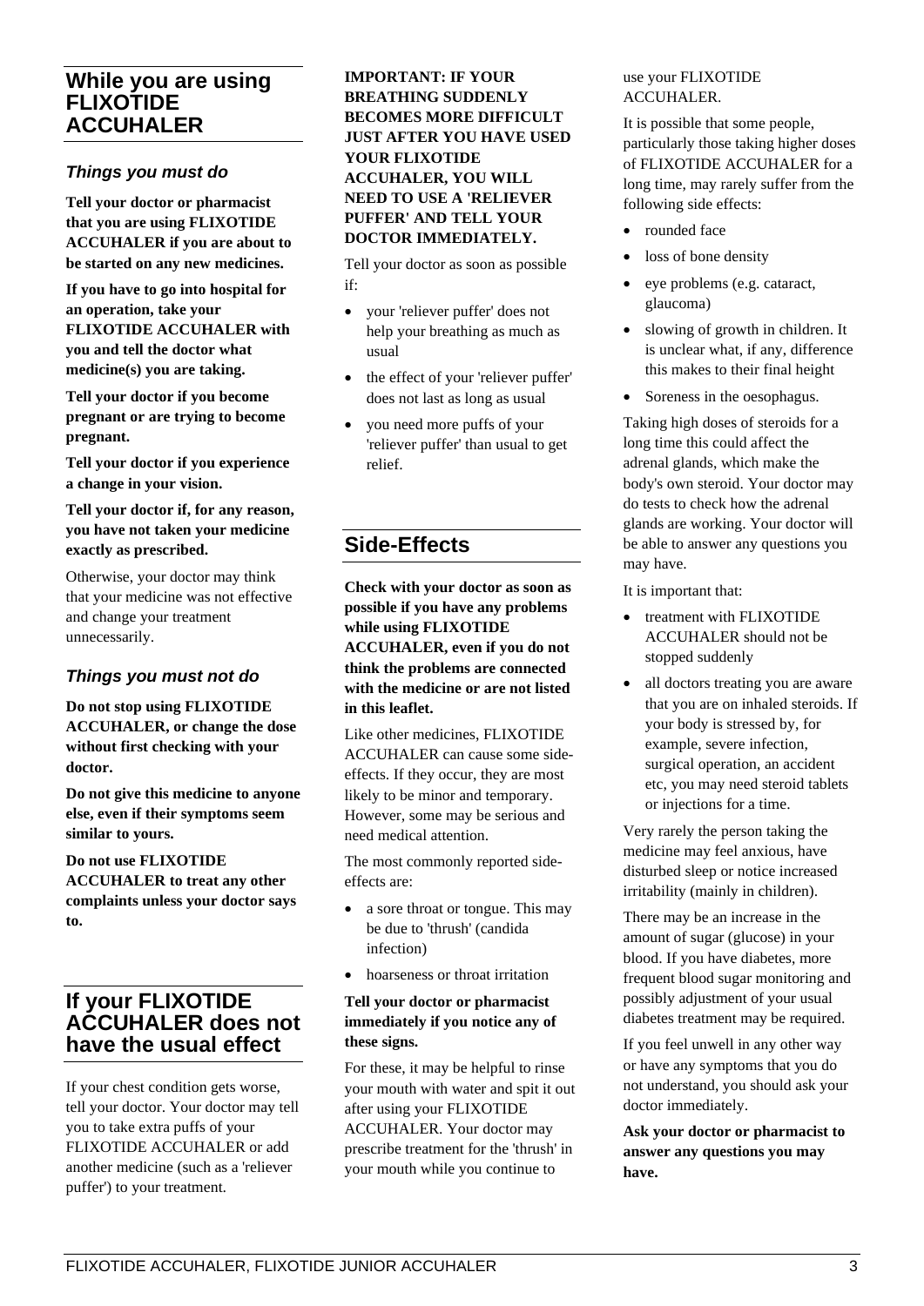## While you are using FLIXOTIDE ACCUHALER

### *Things you must do*

**Tell your doctor or pharmacist that you are using FLIXOTIDE ACCUHALER if you are about to be started on any new medicines.**

**If you have to go into hospital for an operation, take your FLIXOTIDE ACCUHALER with you and tell the doctor what medicine(s) you are taking.**

**Tell your doctor if you become pregnant or are trying to become pregnant.**

**Tell your doctor if you experience a change in your vision.**

**Tell your doctor if, for any reason, you have not taken your medicine exactly as prescribed.**

Otherwise, your doctor may think that your medicine was not effective and change your treatment unnecessarily.

### *Things you must not do*

**Do not stop using FLIXOTIDE ACCUHALER, or change the dose without first checking with your doctor.**

**Do not give this medicine to anyone else, even if their symptoms seem similar to yours.**

**Do not use FLIXOTIDE ACCUHALER to treat any other complaints unless your doctor says to.**

## If your FLIXOTIDE ACCUHALER does not have the usual effect

If your chest condition gets worse, tell your doctor. Your doctor may tell you to take extra puffs of your FLIXOTIDE ACCUHALER or add another medicine (such as a 'reliever puffer') to your treatment.

**IMPORTANT: IF YOUR BREATHING SUDDENLY BECOMES MORE DIFFICULT JUST AFTER YOU HAVE USED YOUR FLIXOTIDE ACCUHALER, YOU WILL NEED TO USE A 'RELIEVER PUFFER' AND TELL YOUR DOCTOR IMMEDIATELY.**

Tell your doctor as soon as possible if:

- your 'reliever puffer' does not help your breathing as much as usual
- the effect of your 'reliever puffer' does not last as long as usual
- you need more puffs of your 'reliever puffer' than usual to get relief.

## Side-Effects

**Check with your doctor as soon as possible if you have any problems while using FLIXOTIDE ACCUHALER, even if you do not think the problems are connected with the medicine or are not listed in this leaflet.**

Like other medicines, FLIXOTIDE ACCUHALER can cause some side-effects. If they occur, they are most likely to be minor and temporary. However, some may be serious and need medical attention.

The most commonly reported side-effects are:

- a sore throat or tongue. This may be due to 'thrush' (candida infection)
- hoarseness or throat irritation

**Tell your doctor or pharmacist immediately if you notice any of these signs.**

For these, it may be helpful to rinse your mouth with water and spit it out after using your FLIXOTIDE ACCUHALER. Your doctor may prescribe treatment for the 'thrush' in your mouth while you continue to use your FLIXOTIDE ACCUHALER.

It is possible that some people, particularly those taking higher doses of FLIXOTIDE ACCUHALER for a long time, may rarely suffer from the following side effects:

- rounded face
- loss of bone density
- eye problems (e.g. cataract, glaucoma)
- slowing of growth in children. It is unclear what, if any, difference this makes to their final height
- Soreness in the oesophagus.

Taking high doses of steroids for a long time this could affect the adrenal glands, which make the body's own steroid. Your doctor may do tests to check how the adrenal glands are working. Your doctor will be able to answer any questions you may have.

It is important that:

- treatment with FLIXOTIDE ACCUHALER should not be stopped suddenly
- all doctors treating you are aware that you are on inhaled steroids. If your body is stressed by, for example, severe infection, surgical operation, an accident etc, you may need steroid tablets or injections for a time.

Very rarely the person taking the medicine may feel anxious, have disturbed sleep or notice increased irritability (mainly in children).

There may be an increase in the amount of sugar (glucose) in your blood. If you have diabetes, more frequent blood sugar monitoring and possibly adjustment of your usual diabetes treatment may be required.

If you feel unwell in any other way or have any symptoms that you do not understand, you should ask your doctor immediately.

**Ask your doctor or pharmacist to answer any questions you may have.**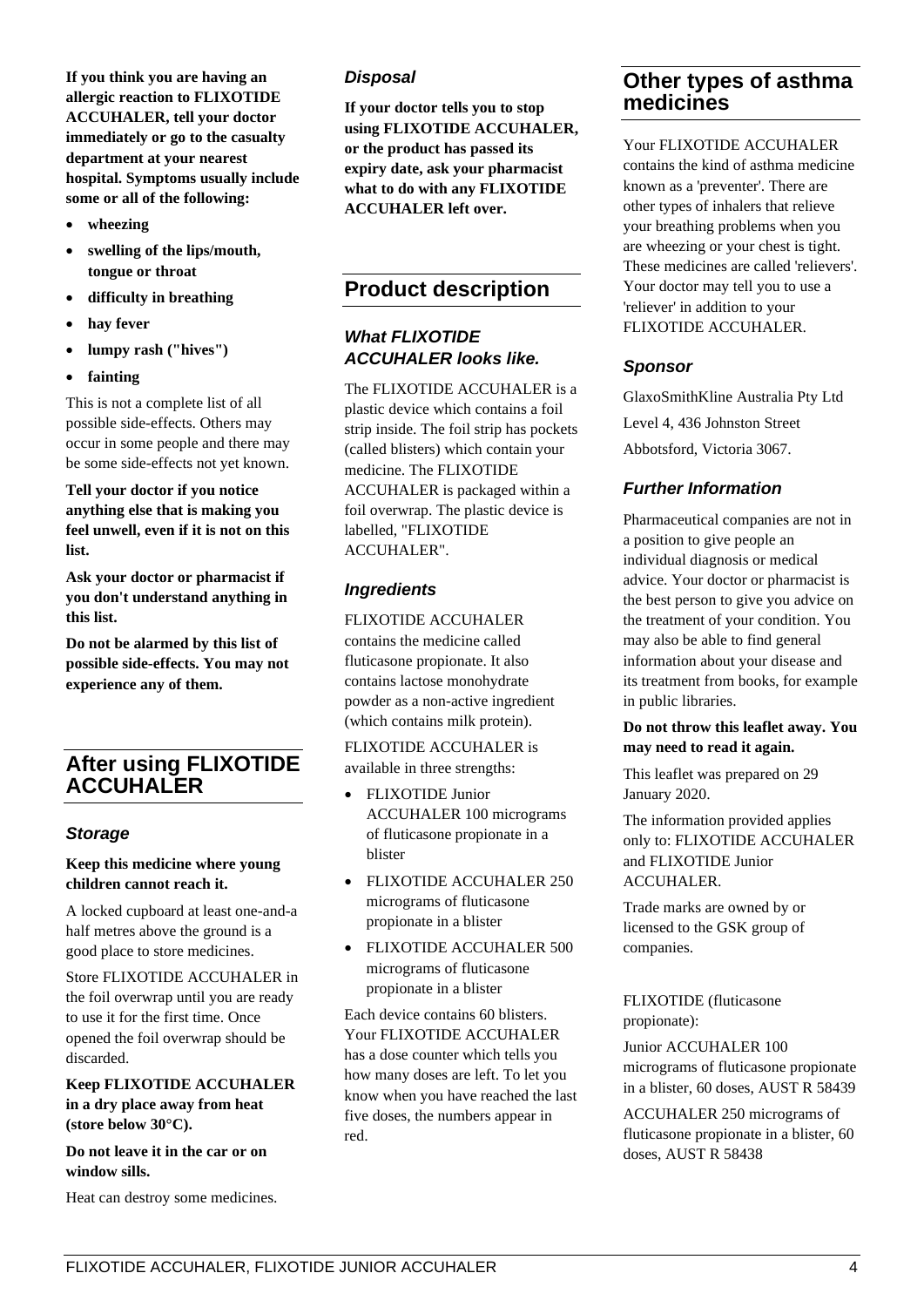**If you think you are having an allergic reaction to FLIXOTIDE ACCUHALER, tell your doctor immediately or go to the casualty department at your nearest hospital. Symptoms usually include some or all of the following:**

- **wheezing**
- **swelling of the lips/mouth, tongue or throat**
- **difficulty in breathing**
- **hay fever**
- **lumpy rash ("hives")**
- **fainting**

This is not a complete list of all possible side-effects. Others may occur in some people and there may be some side-effects not yet known.

**Tell your doctor if you notice anything else that is making you feel unwell, even if it is not on this list.**

**Ask your doctor or pharmacist if you don't understand anything in this list.**

**Do not be alarmed by this list of possible side-effects. You may not experience any of them.**

## After using FLIXOTIDE ACCUHALER

### *Storage*

**Keep this medicine where young children cannot reach it.**

A locked cupboard at least one-and-a half metres above the ground is a good place to store medicines.

Store FLIXOTIDE ACCUHALER in the foil overwrap until you are ready to use it for the first time. Once opened the foil overwrap should be discarded.

**Keep FLIXOTIDE ACCUHALER in a dry place away from heat (store below 30°C).**

**Do not leave it in the car or on window sills.**

Heat can destroy some medicines.

### *Disposal*

**If your doctor tells you to stop using FLIXOTIDE ACCUHALER, or the product has passed its expiry date, ask your pharmacist what to do with any FLIXOTIDE ACCUHALER left over.**

## Product description

### *What FLIXOTIDE ACCUHALER looks like.*

The FLIXOTIDE ACCUHALER is a plastic device which contains a foil strip inside. The foil strip has pockets (called blisters) which contain your medicine. The FLIXOTIDE ACCUHALER is packaged within a foil overwrap. The plastic device is labelled, "FLIXOTIDE ACCUHALER".

### *Ingredients*

FLIXOTIDE ACCUHALER contains the medicine called fluticasone propionate. It also contains lactose monohydrate powder as a non-active ingredient (which contains milk protein).

FLIXOTIDE ACCUHALER is available in three strengths:

- FLIXOTIDE Junior ACCUHALER 100 micrograms of fluticasone propionate in a blister
- FLIXOTIDE ACCUHALER 250 micrograms of fluticasone propionate in a blister
- FLIXOTIDE ACCUHALER 500 micrograms of fluticasone propionate in a blister

Each device contains 60 blisters. Your FLIXOTIDE ACCUHALER has a dose counter which tells you how many doses are left. To let you know when you have reached the last five doses, the numbers appear in red.

## Other types of asthma medicines

Your FLIXOTIDE ACCUHALER contains the kind of asthma medicine known as a 'preventer'. There are other types of inhalers that relieve your breathing problems when you are wheezing or your chest is tight. These medicines are called 'relievers'. Your doctor may tell you to use a 'reliever' in addition to your FLIXOTIDE ACCUHALER.

### *Sponsor*

GlaxoSmithKline Australia Pty Ltd

Level 4, 436 Johnston Street

Abbotsford, Victoria 3067.

### *Further Information*

Pharmaceutical companies are not in a position to give people an individual diagnosis or medical advice. Your doctor or pharmacist is the best person to give you advice on the treatment of your condition. You may also be able to find general information about your disease and its treatment from books, for example in public libraries.

**Do not throw this leaflet away. You may need to read it again.**

This leaflet was prepared on 29 January 2020.

The information provided applies only to: FLIXOTIDE ACCUHALER and FLIXOTIDE Junior ACCUHALER.

Trade marks are owned by or licensed to the GSK group of companies.

FLIXOTIDE (fluticasone propionate):

Junior ACCUHALER 100 micrograms of fluticasone propionate in a blister, 60 doses, AUST R 58439

ACCUHALER 250 micrograms of fluticasone propionate in a blister, 60 doses, AUST R 58438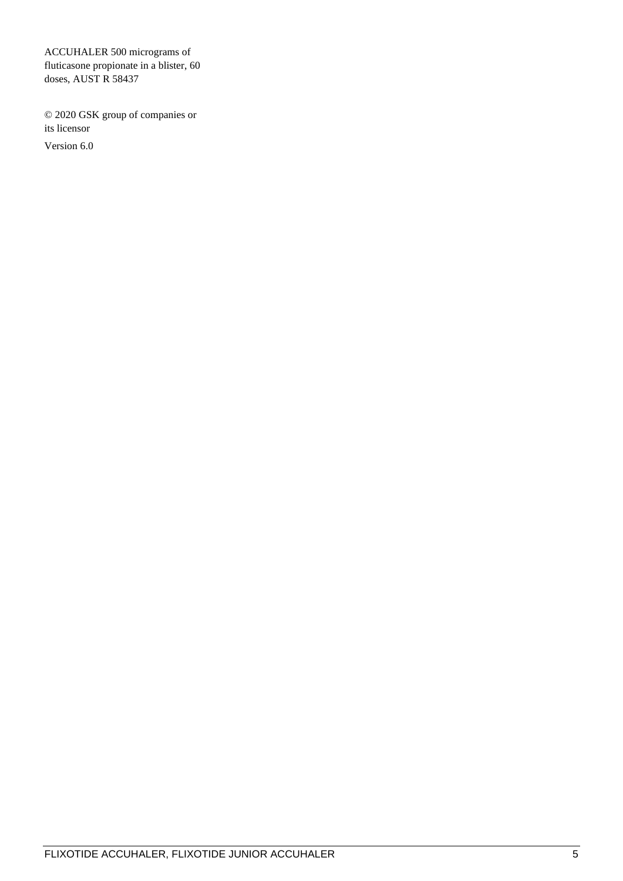ACCUHALER 500 micrograms of fluticasone propionate in a blister, 60 doses, AUST R 58437

© 2020 GSK group of companies or its licensor

Version 6.0